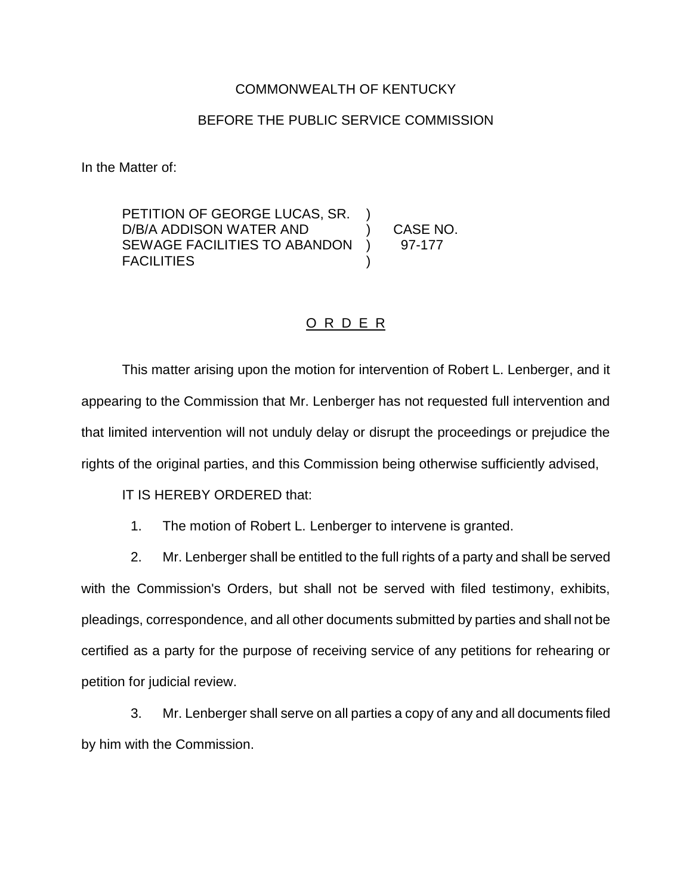COMMONWEALTH OF KENTUCKY

BEFORE THE PUBLIC SERVICE COMMISSION

In the Matter of:

| | | |
|---|---|---|
| PETITION OF GEORGE LUCAS, SR. D/B/A ADDISON WATER AND SEWAGE FACILITIES TO ABANDON FACILITIES | ) ) ) ) | CASE NO. 97-177 |

# O R D E R

This matter arising upon the motion for intervention of Robert L. Lenberger, and it appearing to the Commission that Mr. Lenberger has not requested full intervention and that limited intervention will not unduly delay or disrupt the proceedings or prejudice the rights of the original parties, and this Commission being otherwise sufficiently advised,

IT IS HEREBY ORDERED that:

1. The motion of Robert L. Lenberger to intervene is granted.

2. Mr. Lenberger shall be entitled to the full rights of a party and shall be served with the Commission's Orders, but shall not be served with filed testimony, exhibits, pleadings, correspondence, and all other documents submitted by parties and shall not be certified as a party for the purpose of receiving service of any petitions for rehearing or petition for judicial review.

3. Mr. Lenberger shall serve on all parties a copy of any and all documents filed by him with the Commission.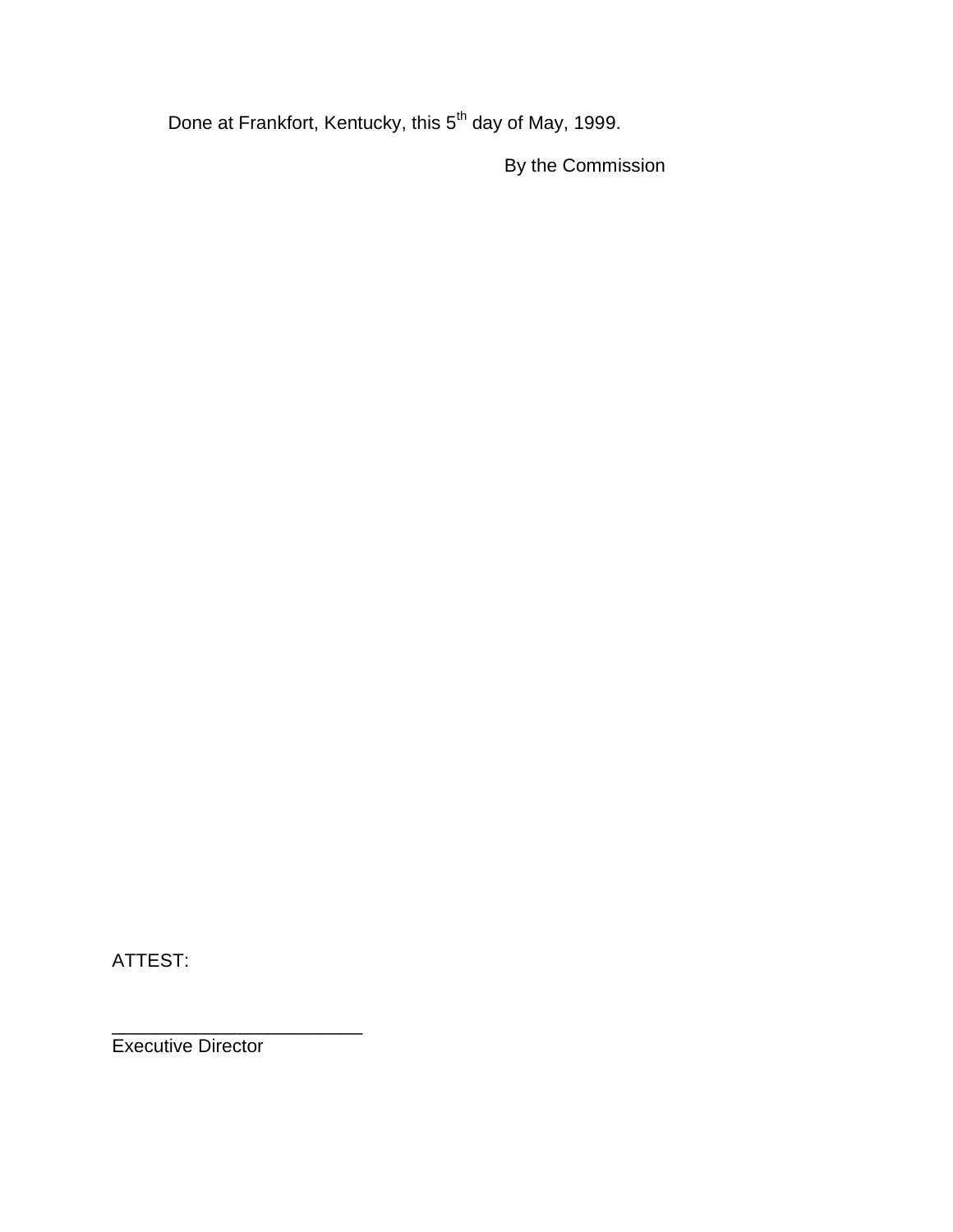Done at Frankfort, Kentucky, this 5th day of May, 1999.

By the Commission

ATTEST:

________________________
Executive Director